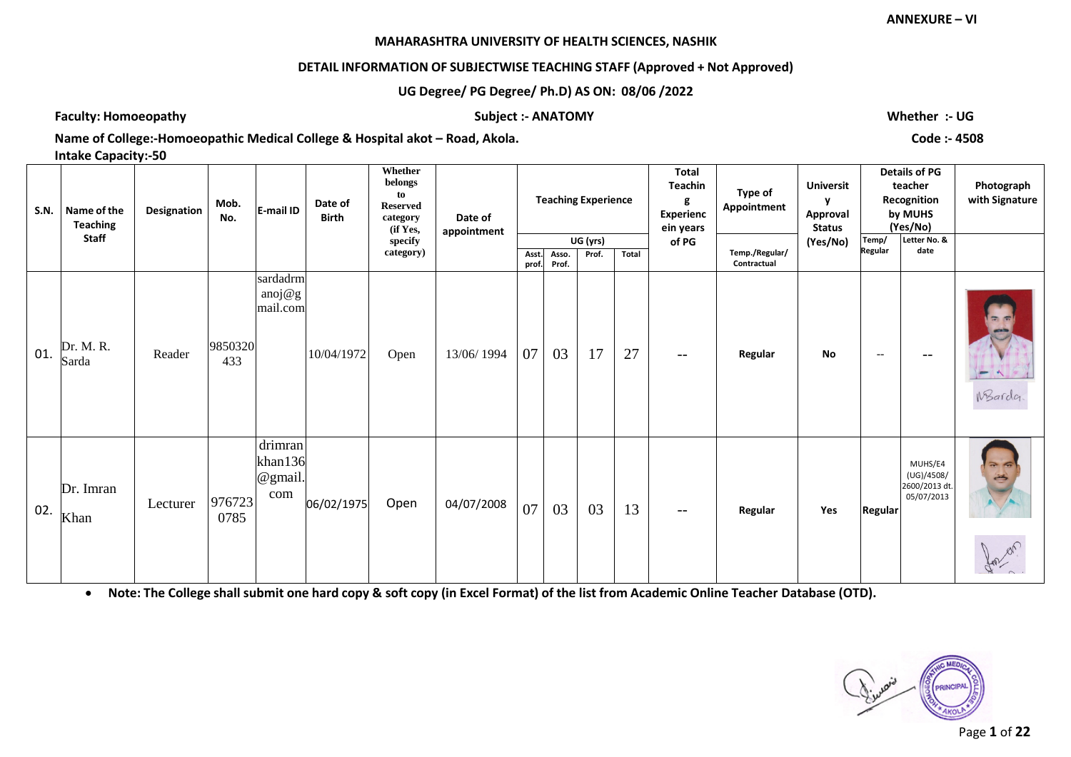**ANNEXURE – VI**

**MAHARASHTRA UNIVERSITY OF HEALTH SCIENCES, NASHIK**

**DETAIL INFORMATION OF SUBJECTWISE TEACHING STAFF (Approved + Not Approved)**

**UG Degree/ PG Degree/ Ph.D) AS ON: 08/06 /2022**

**Faculty: Homoeopathy** | **Subject :- ANATOMY** | **Whether :- UG**

**Name of College:-Homoeopathic Medical College & Hospital akot – Road, Akola.** | **Code :- 4508**

**Intake Capacity:-50**

| S.N. | Name of the Teaching Staff | Designation | Mob. No. | E-mail ID | Date of Birth | Whether belongs to Reserved category (if Yes, specify category) | Date of appointment | Teaching Experience | | | | Total Teaching Experience in years of PG | Type of Appointment | University Approval Status (Yes/No) | Details of PG teacher Recognition by MUHS (Yes/No) | | Photograph with Signature |
|---|---|---|---|---|---|---|---|---|---|---|---|---|---|---|---|---|---|
| | | | | | | | | UG (yrs) | | | | | | | | | |
| | | | | | | | | Asst. prof. | Asso. Prof. | Prof. | Total | | Temp./Regular/ Contractual | | Temp/ Regular | Letter No. & date | |
| 01. | Dr. M. R. Sarda | Reader | 9850320433 | sardadrmanoj@gmail.com | 10/04/1972 | Open | 13/06/ 1994 | 07 | 03 | 17 | 27 | -- | Regular | No | -- | -- | |
| 02. | Dr. Imran Khan | Lecturer | 9767230785 | drimrankhan136@gmail.com | 06/02/1975 | Open | 04/07/2008 | 07 | 03 | 03 | 13 | -- | Regular | Yes | Regular | MUHS/E4 (UG)/4508/ 2600/2013 dt. 05/07/2013 | |

- **Note: The College shall submit one hard copy & soft copy (in Excel Format) of the list from Academic Online Teacher Database (OTD).**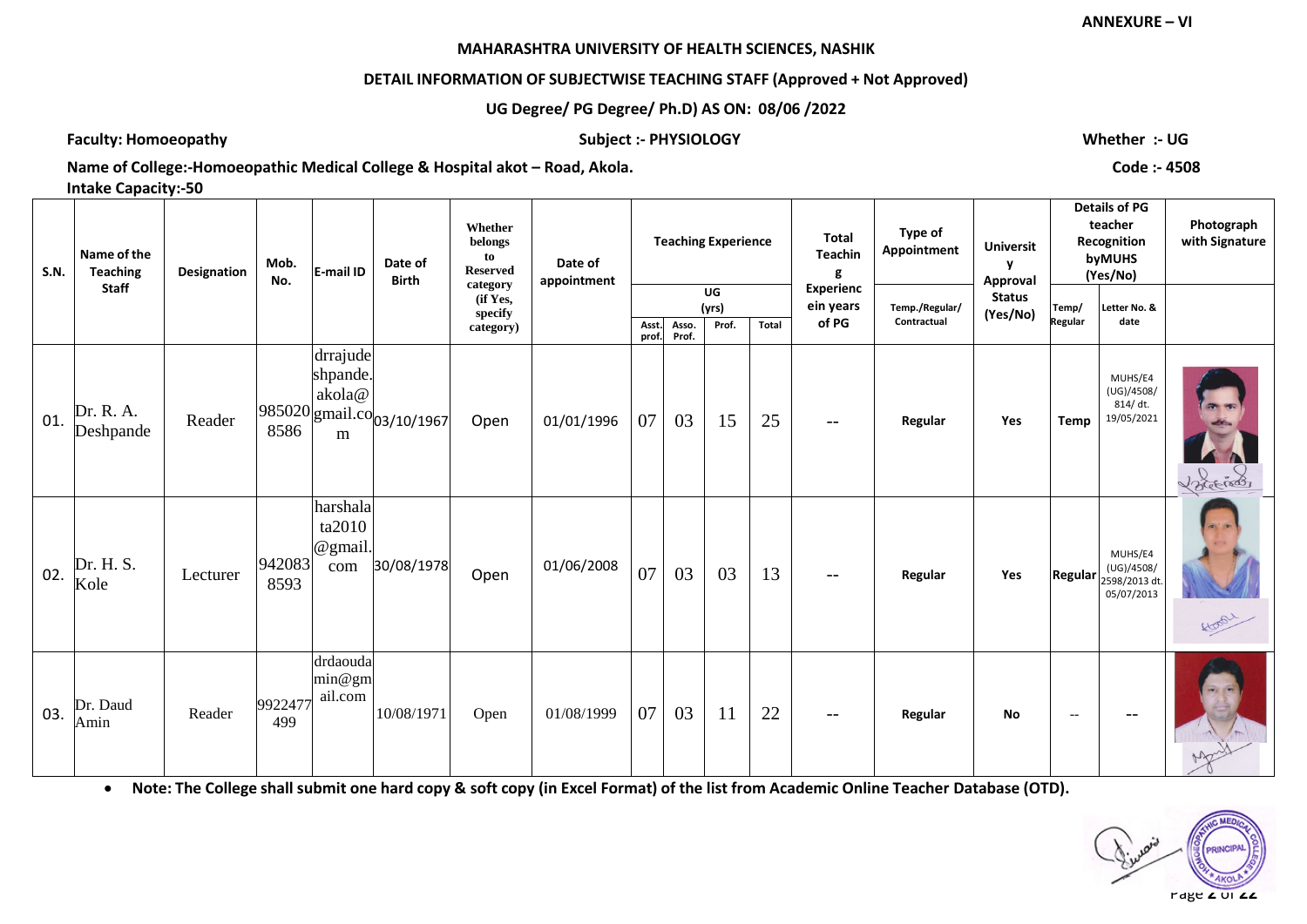ANNEXURE – VI

## MAHARASHTRA UNIVERSITY OF HEALTH SCIENCES, NASHIK

### DETAIL INFORMATION OF SUBJECTWISE TEACHING STAFF (Approved + Not Approved)

### UG Degree/ PG Degree/ Ph.D) AS ON: 08/06 /2022

**Faculty: Homoeopathy** **Subject :- PHYSIOLOGY** **Whether :- UG**

**Name of College:-Homoeopathic Medical College & Hospital akot – Road, Akola.** **Code :- 4508**

**Intake Capacity:-50**

| S.N. | Name of the Teaching Staff | Designation | Mob. No. | E-mail ID | Date of Birth | Whether belongs to Reserved category (if Yes, specify category) | Date of appointment | Teaching Experience UG (yrs) | | | | Total Teaching Experience in years of PG | Type of Appointment | University Approval Status (Yes/No) | Details of PG teacher Recognition by MUHS (Yes/No) | | Photograph with Signature |
|---|---|---|---|---|---|---|---|---|---|---|---|---|---|---|---|---|---|
| | | | | | | | | Asst. prof. | Asso. Prof. | Prof. | Total | | Temp./Regular/ Contractual | | Temp/ Regular | Letter No. & date | |
| 01. | Dr. R. A. Deshpande | Reader | 9850208586 | drrajudeshpande.akola@gmail.com | 03/10/1967 | Open | 01/01/1996 | 07 | 03 | 15 | 25 | -- | Regular | Yes | Temp | MUHS/E4 (UG)/4508/ 814/ dt. 19/05/2021 | |
| 02. | Dr. H. S. Kole | Lecturer | 9420838593 | harshalata2010@gmail.com | 30/08/1978 | Open | 01/06/2008 | 07 | 03 | 03 | 13 | -- | Regular | Yes | Regular | MUHS/E4 (UG)/4508/ 2598/2013 dt. 05/07/2013 | |
| 03. | Dr. Daud Amin | Reader | 9922477499 | drdaoudamin@gmail.com | 10/08/1971 | Open | 01/08/1999 | 07 | 03 | 11 | 22 | -- | Regular | No | -- | -- | |

- **Note: The College shall submit one hard copy & soft copy (in Excel Format) of the list from Academic Online Teacher Database (OTD).**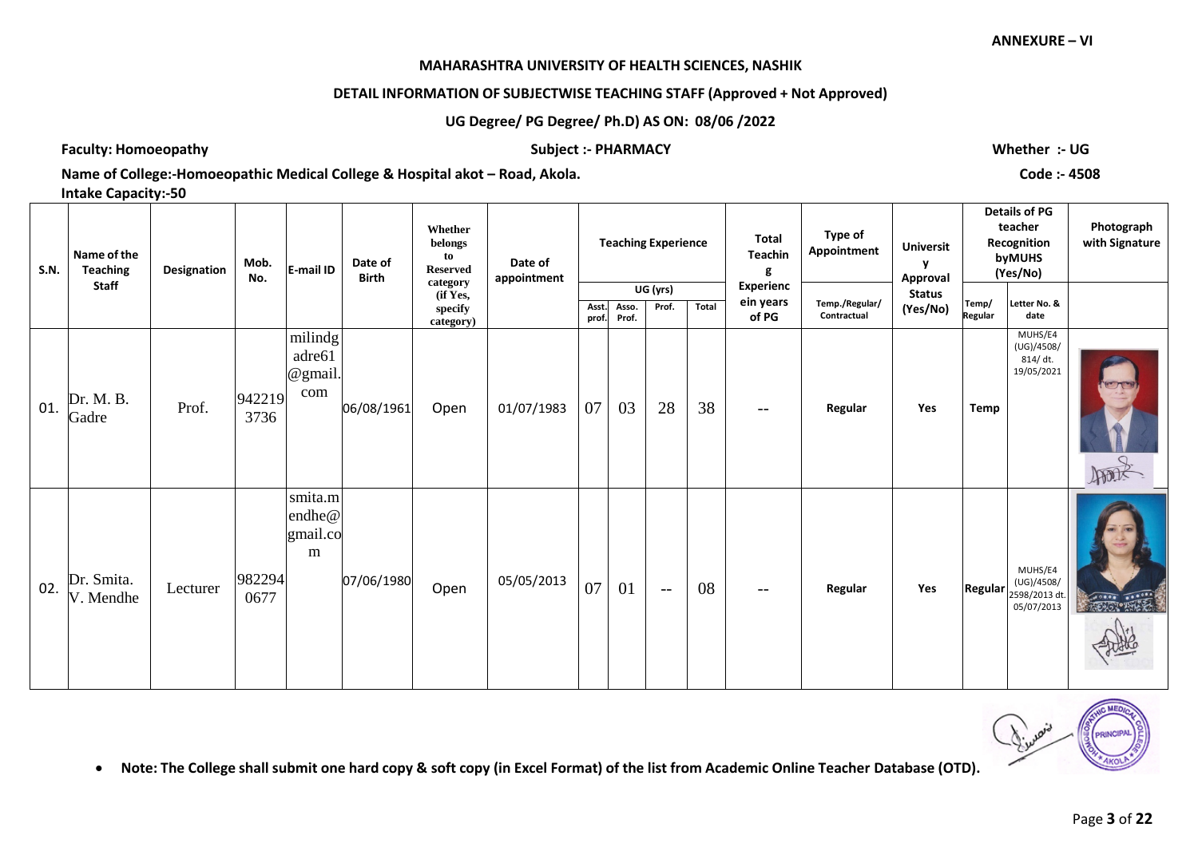**ANNEXURE – VI**

**MAHARASHTRA UNIVERSITY OF HEALTH SCIENCES, NASHIK**

**DETAIL INFORMATION OF SUBJECTWISE TEACHING STAFF (Approved + Not Approved)**

**UG Degree/ PG Degree/ Ph.D) AS ON: 08/06 /2022**

**Faculty: Homoeopathy** **Subject :- PHARMACY** **Whether :- UG**

**Name of College:-Homoeopathic Medical College & Hospital akot – Road, Akola.** **Code :- 4508**

**Intake Capacity:-50**

| S.N. | Name of the Teaching Staff | Designation | Mob. No. | E-mail ID | Date of Birth | Whether belongs to Reserved category (if Yes, specify category) | Date of appointment | Teaching Experience | | | | Total Teaching Experience in years of PG | Type of Appointment | University Approval Status (Yes/No) | Details of PG teacher Recognition by MUHS (Yes/No) | | Photograph with Signature |
|---|---|---|---|---|---|---|---|---|---|---|---|---|---|---|---|---|---|
| | | | | | | | | UG (yrs) | | | | | | | | | |
| | | | | | | | | Asst. prof. | Asso. Prof. | Prof. | Total | | Temp./Regular/ Contractual | | Temp/ Regular | Letter No. & date | |
| 01. | Dr. M. B. Gadre | Prof. | 9422193736 | milindgadre61@gmail.com | 06/08/1961 | Open | 01/07/1983 | 07 | 03 | 28 | 38 | -- | Regular | Yes | Temp | MUHS/E4 (UG)/4508/ 814/ dt. 19/05/2021 | |
| 02. | Dr. Smita. V. Mendhe | Lecturer | 9822940677 | smita.mendhe@gmail.com | 07/06/1980 | Open | 05/05/2013 | 07 | 01 | -- | 08 | -- | Regular | Yes | Regular | MUHS/E4 (UG)/4508/ 2598/2013 dt. 05/07/2013 | |

- **Note: The College shall submit one hard copy & soft copy (in Excel Format) of the list from Academic Online Teacher Database (OTD).**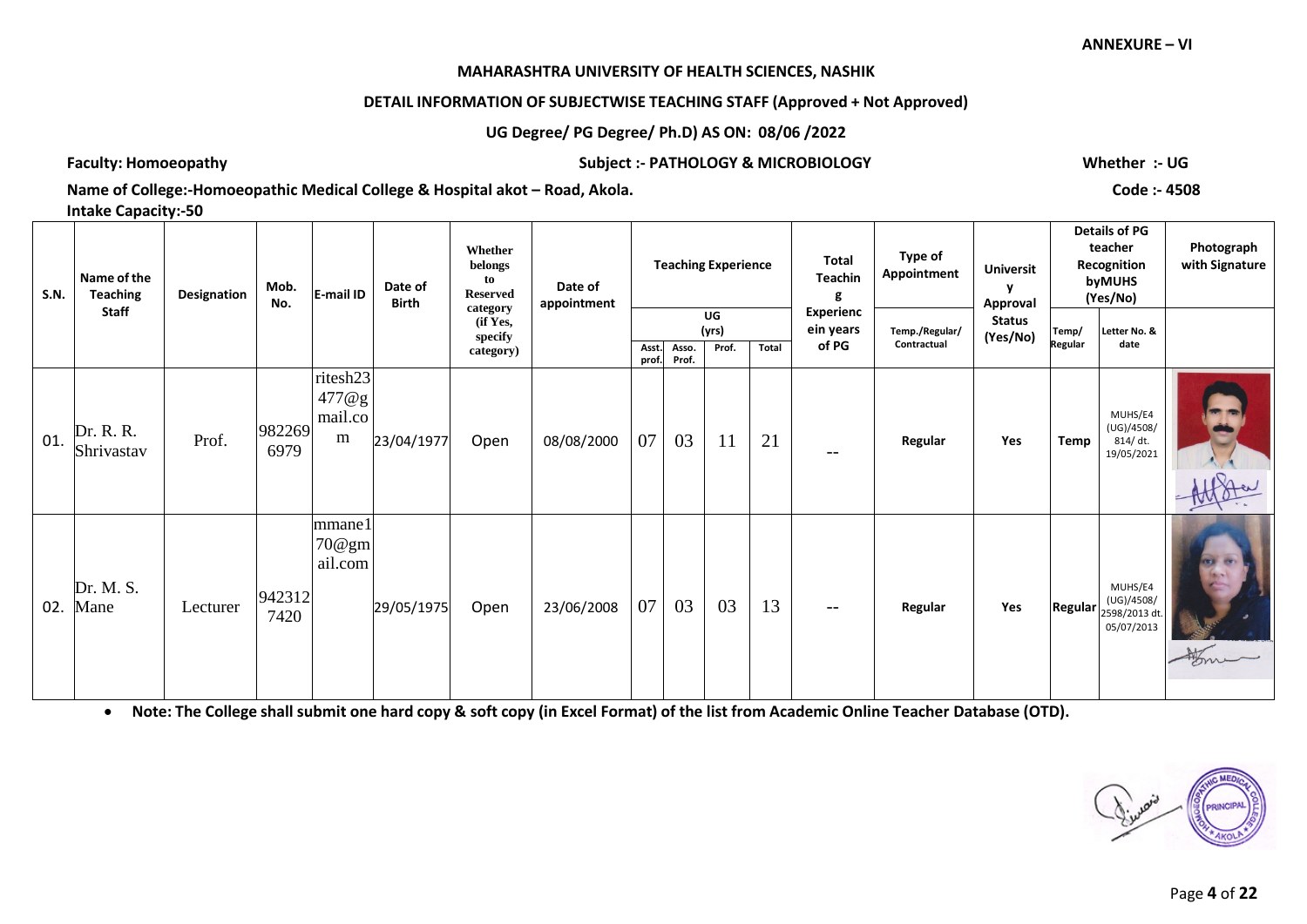ANNEXURE – VI

**MAHARASHTRA UNIVERSITY OF HEALTH SCIENCES, NASHIK**

**DETAIL INFORMATION OF SUBJECTWISE TEACHING STAFF (Approved + Not Approved)**

**UG Degree/ PG Degree/ Ph.D) AS ON: 08/06 /2022**

**Faculty: Homoeopathy** **Subject :- PATHOLOGY & MICROBIOLOGY** **Whether :- UG**

**Name of College:-Homoeopathic Medical College & Hospital akot – Road, Akola.** **Code :- 4508**

**Intake Capacity:-50**

| S.N. | Name of the Teaching Staff | Designation | Mob. No. | E-mail ID | Date of Birth | Whether belongs to Reserved category (if Yes, specify category) | Date of appointment | Teaching Experience UG (yrs) | | | | Total Teaching Experience in years of PG | Type of Appointment | University Approval Status (Yes/No) | Details of PG teacher Recognition by MUHS (Yes/No) | | Photograph with Signature |
|---|---|---|---|---|---|---|---|---|---|---|---|---|---|---|---|---|---|
| | | | | | | | | Asst. prof. | Asso. Prof. | Prof. | Total | | Temp./Regular/ Contractual | | Temp/ Regular | Letter No. & date | |
| 01. | Dr. R. R. Shrivastav | Prof. | 9822696979 | ritesh23477@gmail.com | 23/04/1977 | Open | 08/08/2000 | 07 | 03 | 11 | 21 | -- | Regular | Yes | Temp | MUHS/E4 (UG)/4508/ 814/ dt. 19/05/2021 | |
| 02. | Dr. M. S. Mane | Lecturer | 9423127420 | mmane170@gmail.com | 29/05/1975 | Open | 23/06/2008 | 07 | 03 | 03 | 13 | -- | Regular | Yes | Regular | MUHS/E4 (UG)/4508/ 2598/2013 dt. 05/07/2013 | |

- **Note: The College shall submit one hard copy & soft copy (in Excel Format) of the list from Academic Online Teacher Database (OTD).**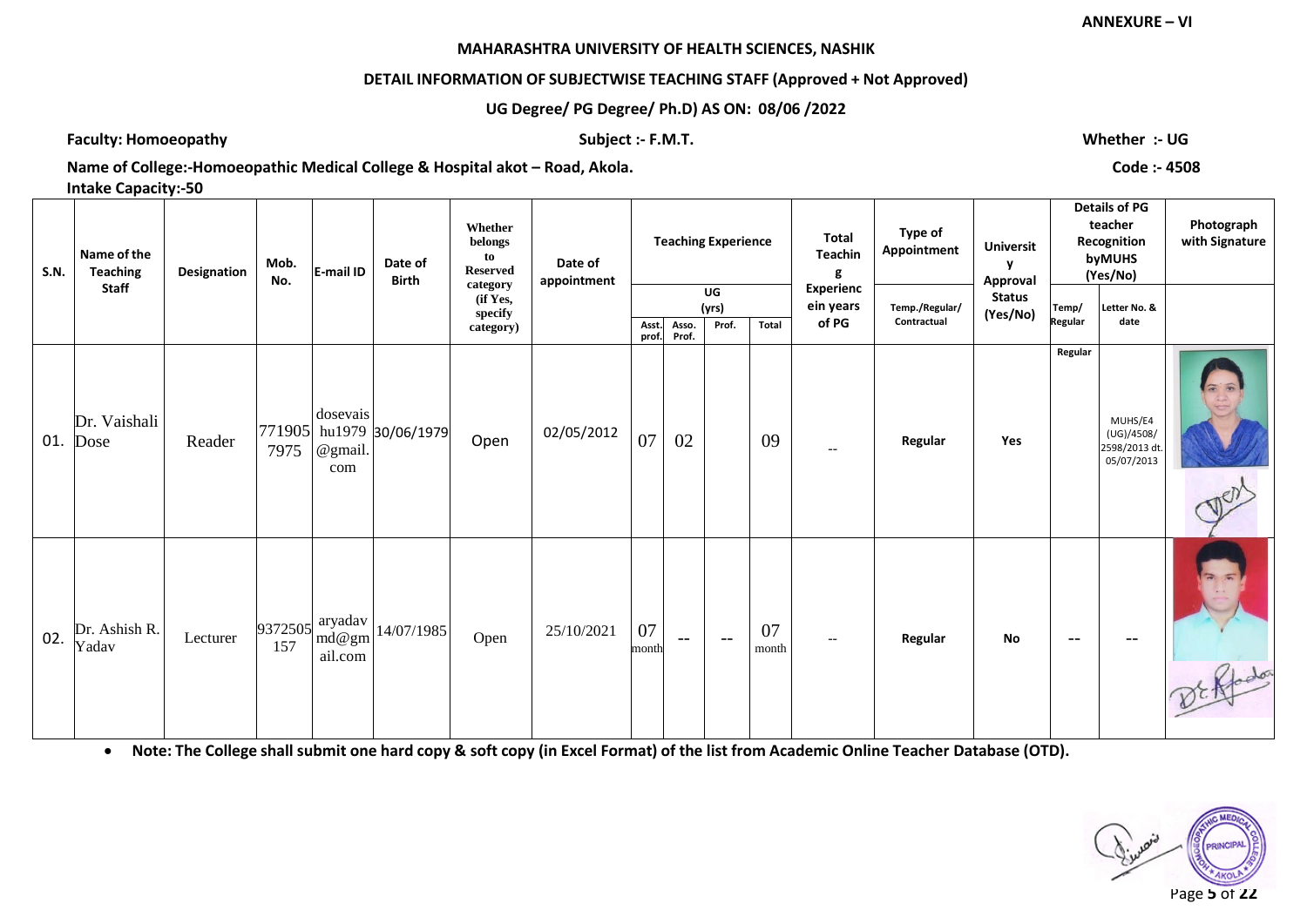**ANNEXURE – VI**

**MAHARASHTRA UNIVERSITY OF HEALTH SCIENCES, NASHIK**

**DETAIL INFORMATION OF SUBJECTWISE TEACHING STAFF (Approved + Not Approved)**

**UG Degree/ PG Degree/ Ph.D) AS ON: 08/06 /2022**

**Faculty: Homoeopathy** **Subject :- F.M.T.** **Whether :- UG**

**Name of College:-Homoeopathic Medical College & Hospital akot – Road, Akola.** **Code :- 4508**

**Intake Capacity:-50**

| S.N. | Name of the Teaching Staff | Designation | Mob. No. | E-mail ID | Date of Birth | Whether belongs to Reserved category (if Yes, specify category) | Date of appointment | Teaching Experience UG (yrs) | | | | Total Teaching Experience in years of PG | Type of Appointment | University Approval Status (Yes/No) | Details of PG teacher Recognition by MUHS (Yes/No) | | Photograph with Signature |
|---|---|---|---|---|---|---|---|---|---|---|---|---|---|---|---|---|---|
| | | | | | | | | Asst. prof. | Asso. Prof. | Prof. | Total | | Temp./Regular/ Contractual | | Temp/ Regular | Letter No. & date | |
| 01. | Dr. Vaishali Dose | Reader | 7719057975 | dosevaishu1979@gmail.com | 30/06/1979 | Open | 02/05/2012 | 07 | 02 | | 09 | -- | Regular | Yes | Regular | MUHS/E4 (UG)/4508/ 2598/2013 dt. 05/07/2013 | |
| 02. | Dr. Ashish R. Yadav | Lecturer | 9372505157 | aryadavmd@gmail.com | 14/07/1985 | Open | 25/10/2021 | 07 month | -- | -- | 07 month | -- | Regular | No | -- | -- | |

- **Note: The College shall submit one hard copy & soft copy (in Excel Format) of the list from Academic Online Teacher Database (OTD).**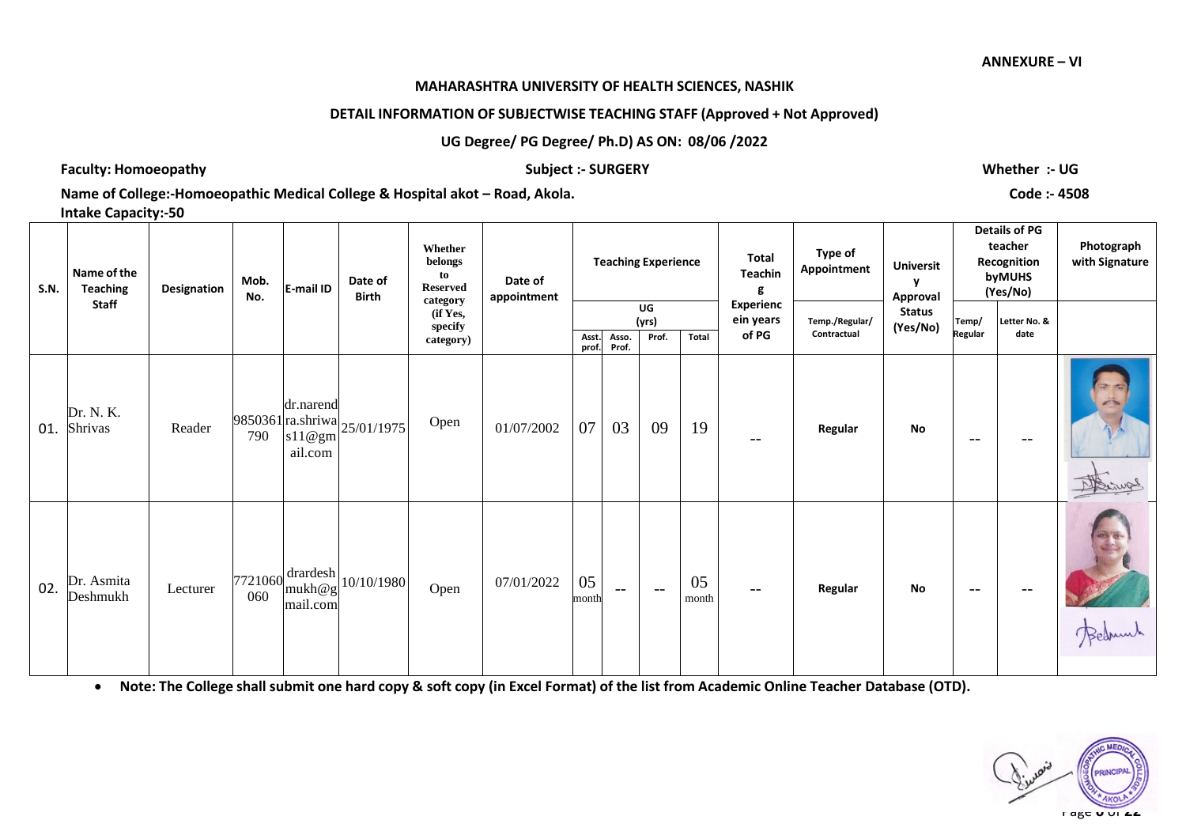ANNEXURE – VI

**MAHARASHTRA UNIVERSITY OF HEALTH SCIENCES, NASHIK**

**DETAIL INFORMATION OF SUBJECTWISE TEACHING STAFF (Approved + Not Approved)**

**UG Degree/ PG Degree/ Ph.D) AS ON: 08/06 /2022**

**Faculty: Homoeopathy** | **Subject :- SURGERY** | **Whether :- UG**

**Name of College:-Homoeopathic Medical College & Hospital akot – Road, Akola.** | **Code :- 4508**

**Intake Capacity:-50**

| S.N. | Name of the Teaching Staff | Designation | Mob. No. | E-mail ID | Date of Birth | Whether belongs to Reserved category (if Yes, specify category) | Date of appointment | Teaching Experience UG (yrs) | | | | Total Teaching Experience in years of PG | Type of Appointment | University Approval Status (Yes/No) | Details of PG teacher Recognition by MUHS (Yes/No) | | Photograph with Signature |
|---|---|---|---|---|---|---|---|---|---|---|---|---|---|---|---|---|---|
| | | | | | | | | Asst. prof. | Asso. Prof. | Prof. | Total | | Temp./Regular/ Contractual | | Temp/ Regular | Letter No. & date | |
| 01. | Dr. N. K. Shrivas | Reader | 9850361790 | dr.narendra.shriwas11@gmail.com | 25/01/1975 | Open | 01/07/2002 | 07 | 03 | 09 | 19 | -- | Regular | No | -- | -- | |
| 02. | Dr. Asmita Deshmukh | Lecturer | 7721060060 | drardeshmukh@gmail.com | 10/10/1980 | Open | 07/01/2022 | 05 month | -- | -- | 05 month | -- | Regular | No | -- | -- | |

- **Note: The College shall submit one hard copy & soft copy (in Excel Format) of the list from Academic Online Teacher Database (OTD).**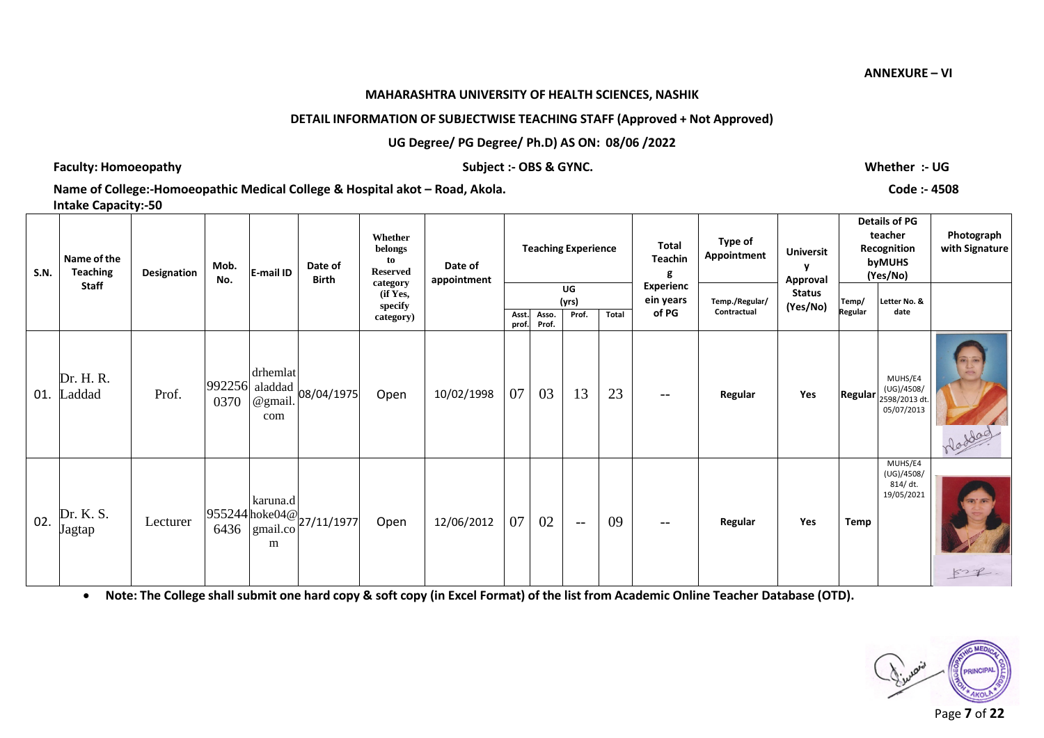**ANNEXURE – VI**

**MAHARASHTRA UNIVERSITY OF HEALTH SCIENCES, NASHIK**

**DETAIL INFORMATION OF SUBJECTWISE TEACHING STAFF (Approved + Not Approved)**

**UG Degree/ PG Degree/ Ph.D) AS ON: 08/06 /2022**

**Faculty: Homoeopathy** **Subject :- OBS & GYNC.** **Whether :- UG**

**Name of College:-Homoeopathic Medical College & Hospital akot – Road, Akola.** **Code :- 4508**

**Intake Capacity:-50**

| S.N. | Name of the Teaching Staff | Designation | Mob. No. | E-mail ID | Date of Birth | Whether belongs to Reserved category (if Yes, specify category) | Date of appointment | Teaching Experience UG (yrs) | | | | Total Teaching Experience in years of PG | Type of Appointment | University Approval Status (Yes/No) | Details of PG teacher Recognition by MUHS (Yes/No) | | Photograph with Signature |
|---|---|---|---|---|---|---|---|---|---|---|---|---|---|---|---|---|---|
| | | | | | | | | Asst. prof. | Asso. Prof. | Prof. | Total | | Temp./Regular/ Contractual | | Temp/ Regular | Letter No. & date | |
| 01. | Dr. H. R. Laddad | Prof. | 9922560370 | drhemlataladdad@gmail.com | 08/04/1975 | Open | 10/02/1998 | 07 | 03 | 13 | 23 | -- | Regular | Yes | Regular | MUHS/E4 (UG)/4508/ 2598/2013 dt. 05/07/2013 | |
| 02. | Dr. K. S. Jagtap | Lecturer | 9552446436 | karuna.dhoke04@gmail.com | 27/11/1977 | Open | 12/06/2012 | 07 | 02 | -- | 09 | -- | Regular | Yes | Temp | MUHS/E4 (UG)/4508/ 814/ dt. 19/05/2021 | |

- **Note: The College shall submit one hard copy & soft copy (in Excel Format) of the list from Academic Online Teacher Database (OTD).**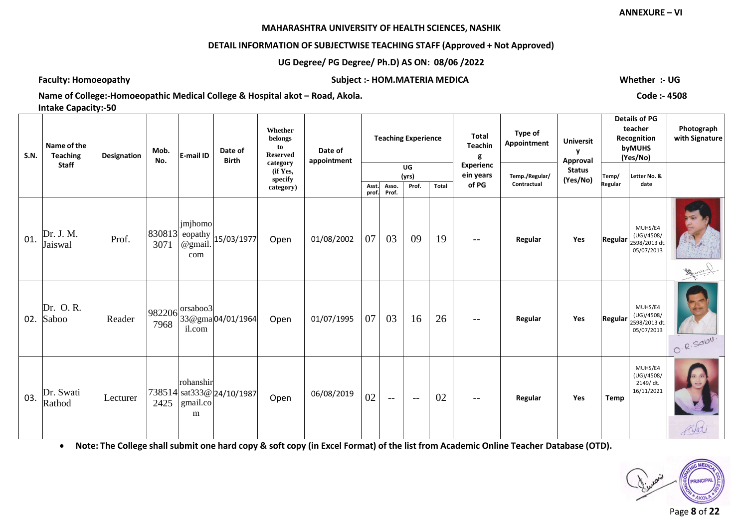ANNEXURE – VI

**MAHARASHTRA UNIVERSITY OF HEALTH SCIENCES, NASHIK**

**DETAIL INFORMATION OF SUBJECTWISE TEACHING STAFF (Approved + Not Approved)**

**UG Degree/ PG Degree/ Ph.D) AS ON: 08/06 /2022**

**Faculty: Homoeopathy** | **Subject :- HOM.MATERIA MEDICA** | **Whether :- UG**

**Name of College:-Homoeopathic Medical College & Hospital akot – Road, Akola.** | **Code :- 4508**

**Intake Capacity:-50**

| S.N. | Name of the Teaching Staff | Designation | Mob. No. | E-mail ID | Date of Birth | Whether belongs to Reserved category (if Yes, specify category) | Date of appointment | Teaching Experience | | | | Total Teaching Experience in years of PG | Type of Appointment | University Approval Status (Yes/No) | Details of PG teacher Recognition by MUHS (Yes/No) | | Photograph with Signature |
|---|---|---|---|---|---|---|---|---|---|---|---|---|---|---|---|---|---|
| | | | | | | | | UG (yrs) | | | | | | | | | |
| | | | | | | | | Asst. prof. | Asso. Prof. | Prof. | Total | | Temp./Regular/ Contractual | | Temp/ Regular | Letter No. & date | |
| 01. | Dr. J. M. Jaiswal | Prof. | 8308133071 | jmjhomoeopathy@gmail.com | 15/03/1977 | Open | 01/08/2002 | 07 | 03 | 09 | 19 | -- | Regular | Yes | Regular | MUHS/E4 (UG)/4508/ 2598/2013 dt. 05/07/2013 | |
| 02. | Dr. O. R. Saboo | Reader | 9822067968 | orsaboo333@gmail.com | 04/01/1964 | Open | 01/07/1995 | 07 | 03 | 16 | 26 | -- | Regular | Yes | Regular | MUHS/E4 (UG)/4508/ 2598/2013 dt. 05/07/2013 | |
| 03. | Dr. Swati Rathod | Lecturer | 7385142425 | rohanshirsat333@gmail.com | 24/10/1987 | Open | 06/08/2019 | 02 | -- | -- | 02 | -- | Regular | Yes | Temp | MUHS/E4 (UG)/4508/ 2149/ dt. 16/11/2021 | |

- **Note: The College shall submit one hard copy & soft copy (in Excel Format) of the list from Academic Online Teacher Database (OTD).**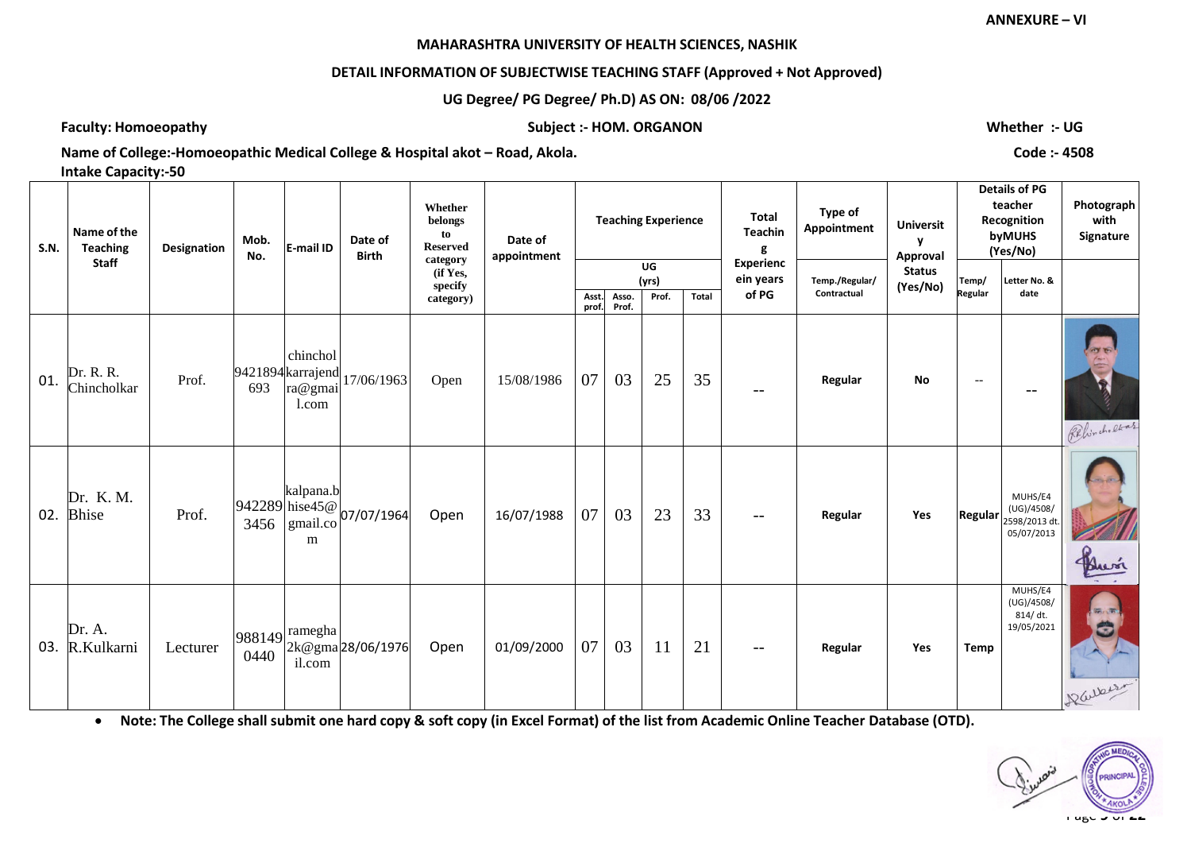**ANNEXURE – VI**

**MAHARASHTRA UNIVERSITY OF HEALTH SCIENCES, NASHIK**

**DETAIL INFORMATION OF SUBJECTWISE TEACHING STAFF (Approved + Not Approved)**

**UG Degree/ PG Degree/ Ph.D) AS ON: 08/06 /2022**

**Faculty: Homoeopathy** **Subject :- HOM. ORGANON** **Whether :- UG**

**Name of College:-Homoeopathic Medical College & Hospital akot – Road, Akola.** **Code :- 4508**

**Intake Capacity:-50**

| S.N. | Name of the Teaching Staff | Designation | Mob. No. | E-mail ID | Date of Birth | Whether belongs to Reserved category (if Yes, specify category) | Date of appointment | Teaching Experience UG (yrs) | | | | Total Teaching Experience in years of PG | Type of Appointment | University Approval Status (Yes/No) | Details of PG teacher Recognition by MUHS (Yes/No) | | Photograph with Signature |
|---|---|---|---|---|---|---|---|---|---|---|---|---|---|---|---|---|---|
| | | | | | | | | Asst. prof. | Asso. Prof. | Prof. | Total | | Temp./Regular/ Contractual | | Temp/ Regular | Letter No. & date | |
| 01. | Dr. R. R. Chincholkar | Prof. | 9421894693 | chincholkarrajendra@gmail.com | 17/06/1963 | Open | 15/08/1986 | 07 | 03 | 25 | 35 | -- | Regular | No | -- | -- | |
| 02. | Dr. K. M. Bhise | Prof. | 9422893456 | kalpana.bhise45@gmail.com | 07/07/1964 | Open | 16/07/1988 | 07 | 03 | 23 | 33 | -- | Regular | Yes | Regular | MUHS/E4 (UG)/4508/ 2598/2013 dt. 05/07/2013 | |
| 03. | Dr. A. R.Kulkarni | Lecturer | 9881490440 | rameghа2k@gmail.com | 28/06/1976 | Open | 01/09/2000 | 07 | 03 | 11 | 21 | -- | Regular | Yes | Temp | MUHS/E4 (UG)/4508/ 814/ dt. 19/05/2021 | |

- **Note: The College shall submit one hard copy & soft copy (in Excel Format) of the list from Academic Online Teacher Database (OTD).**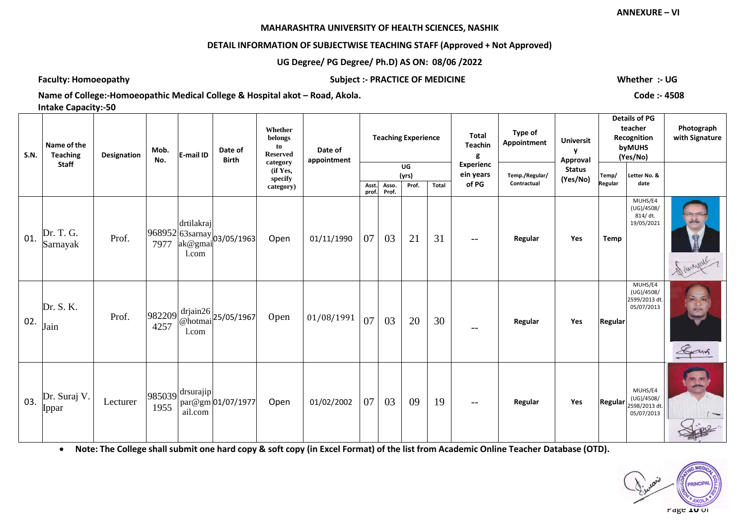ANNEXURE – VI

**MAHARASHTRA UNIVERSITY OF HEALTH SCIENCES, NASHIK**

**DETAIL INFORMATION OF SUBJECTWISE TEACHING STAFF (Approved + Not Approved)**

**UG Degree/ PG Degree/ Ph.D) AS ON: 08/06 /2022**

**Faculty: Homoeopathy** | **Subject :- PRACTICE OF MEDICINE** | **Whether :- UG**

**Name of College:-Homoeopathic Medical College & Hospital akot – Road, Akola.** | **Code :- 4508**

**Intake Capacity:-50**

| S.N. | Name of the Teaching Staff | Designation | Mob. No. | E-mail ID | Date of Birth | Whether belongs to Reserved category (if Yes, specify category) | Date of appointment | Teaching Experience UG (yrs) | | | | Total Teaching Experience in years of PG | Type of Appointment | University Approval Status (Yes/No) | Details of PG teacher Recognition by MUHS (Yes/No) | | Photograph with Signature |
|---|---|---|---|---|---|---|---|---|---|---|---|---|---|---|---|---|---|
| | | | | | | | | Asst. prof. | Asso. Prof. | Prof. | Total | | Temp./Regular/ Contractual | | Temp/ Regular | Letter No. & date | |
| 01. | Dr. T. G. Sarnayak | Prof. | 9689527977 | drtilakraj63sarnayak@gmail.com | 03/05/1963 | Open | 01/11/1990 | 07 | 03 | 21 | 31 | -- | Regular | Yes | Temp | MUHS/E4 (UG)/4508/ 814/ dt. 19/05/2021 | |
| 02. | Dr. S. K. Jain | Prof. | 9822094257 | drjain26@hotmail.com | 25/05/1967 | Open | 01/08/1991 | 07 | 03 | 20 | 30 | -- | Regular | Yes | Regular | MUHS/E4 (UG)/4508/ 2599/2013 dt. 05/07/2013 | |
| 03. | Dr. Suraj V. Ippar | Lecturer | 9850391955 | drsurajippar@gmail.com | 01/07/1977 | Open | 01/02/2002 | 07 | 03 | 09 | 19 | -- | Regular | Yes | Regular | MUHS/E4 (UG)/4508/ 2598/2013 dt. 05/07/2013 | |

- **Note: The College shall submit one hard copy & soft copy (in Excel Format) of the list from Academic Online Teacher Database (OTD).**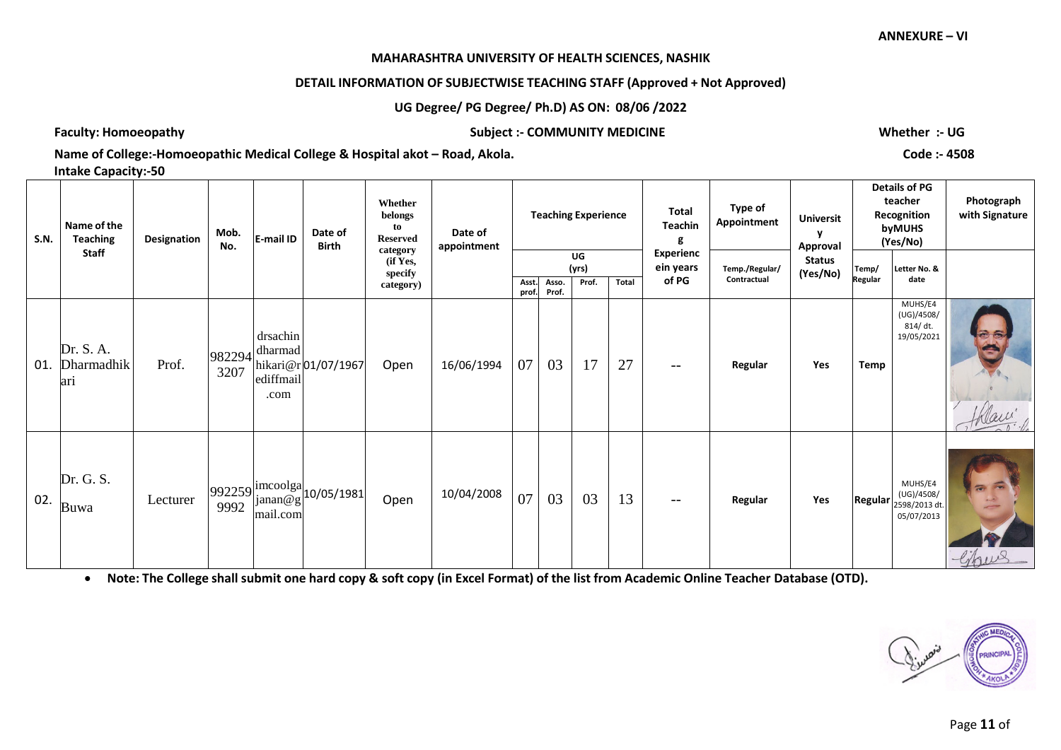**ANNEXURE – VI**

**MAHARASHTRA UNIVERSITY OF HEALTH SCIENCES, NASHIK**

**DETAIL INFORMATION OF SUBJECTWISE TEACHING STAFF (Approved + Not Approved)**

**UG Degree/ PG Degree/ Ph.D) AS ON: 08/06 /2022**

**Faculty: Homoeopathy** **Subject :- COMMUNITY MEDICINE** **Whether :- UG**

**Name of College:-Homoeopathic Medical College & Hospital akot – Road, Akola.** **Code :- 4508**

**Intake Capacity:-50**

| S.N. | Name of the Teaching Staff | Designation | Mob. No. | E-mail ID | Date of Birth | Whether belongs to Reserved category (if Yes, specify category) | Date of appointment | Teaching Experience UG (yrs) | | | | Total Teaching Experience in years of PG | Type of Appointment | University Approval Status (Yes/No) | Details of PG teacher Recognition by MUHS (Yes/No) | | Photograph with Signature |
|---|---|---|---|---|---|---|---|---|---|---|---|---|---|---|---|---|---|
| | | | | | | | | Asst. prof. | Asso. Prof. | Prof. | Total | | Temp./Regular/ Contractual | | Temp/ Regular | Letter No. & date | |
| 01. | Dr. S. A. Dharmadhikari | Prof. | 9822943207 | drsachindharmadhikari@rediffmail.com | 01/07/1967 | Open | 16/06/1994 | 07 | 03 | 17 | 27 | -- | Regular | Yes | Temp | MUHS/E4 (UG)/4508/ 814/ dt. 19/05/2021 | |
| 02. | Dr. G. S. Buwa | Lecturer | 9922599992 | imcoolgajanan@gmail.com | 10/05/1981 | Open | 10/04/2008 | 07 | 03 | 03 | 13 | -- | Regular | Yes | Regular | MUHS/E4 (UG)/4508/ 2598/2013 dt. 05/07/2013 | |

- **Note: The College shall submit one hard copy & soft copy (in Excel Format) of the list from Academic Online Teacher Database (OTD).**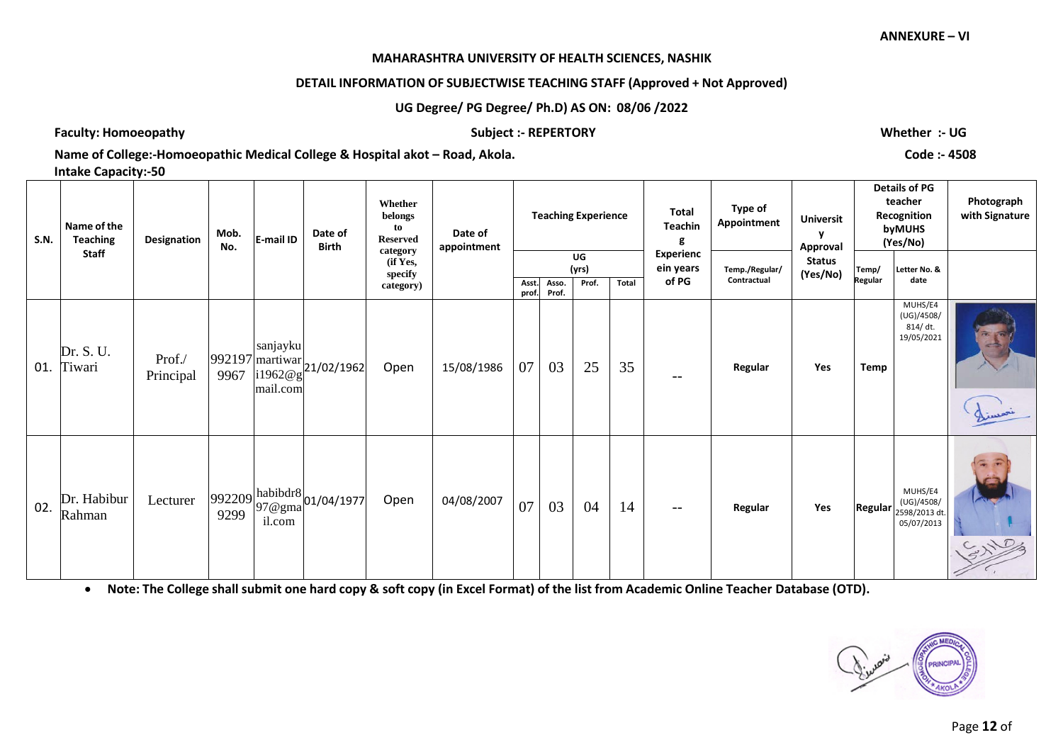ANNEXURE – VI

**MAHARASHTRA UNIVERSITY OF HEALTH SCIENCES, NASHIK**

**DETAIL INFORMATION OF SUBJECTWISE TEACHING STAFF (Approved + Not Approved)**

**UG Degree/ PG Degree/ Ph.D) AS ON: 08/06 /2022**

**Faculty: Homoeopathy** **Subject :- REPERTORY** **Whether :- UG**

**Name of College:-Homoeopathic Medical College & Hospital akot – Road, Akola.** **Code :- 4508**

**Intake Capacity:-50**

| S.N. | Name of the Teaching Staff | Designation | Mob. No. | E-mail ID | Date of Birth | Whether belongs to Reserved category (if Yes, specify category) | Date of appointment | Teaching Experience | | | | Total Teaching Experience in years of PG | Type of Appointment | University Approval Status (Yes/No) | Details of PG teacher Recognition by MUHS (Yes/No) | | Photograph with Signature |
|---|---|---|---|---|---|---|---|---|---|---|---|---|---|---|---|---|---|
| | | | | | | | | UG (yrs) | | | | | Temp./Regular/ Contractual | | Temp/ Regular | Letter No. & date | |
| | | | | | | | | Asst. prof. | Asso. Prof. | Prof. | Total | | | | | | |
| 01. | Dr. S. U. Tiwari | Prof./ Principal | 9921979967 | sanjaykumartiwari1962@gmail.com | 21/02/1962 | Open | 15/08/1986 | 07 | 03 | 25 | 35 | -- | Regular | Yes | Temp | MUHS/E4 (UG)/4508/ 814/ dt. 19/05/2021 | |
| 02. | Dr. Habibur Rahman | Lecturer | 9922099299 | habibdr897@gmail.com | 01/04/1977 | Open | 04/08/2007 | 07 | 03 | 04 | 14 | -- | Regular | Yes | Regular | MUHS/E4 (UG)/4508/ 2598/2013 dt. 05/07/2013 | |

- **Note: The College shall submit one hard copy & soft copy (in Excel Format) of the list from Academic Online Teacher Database (OTD).**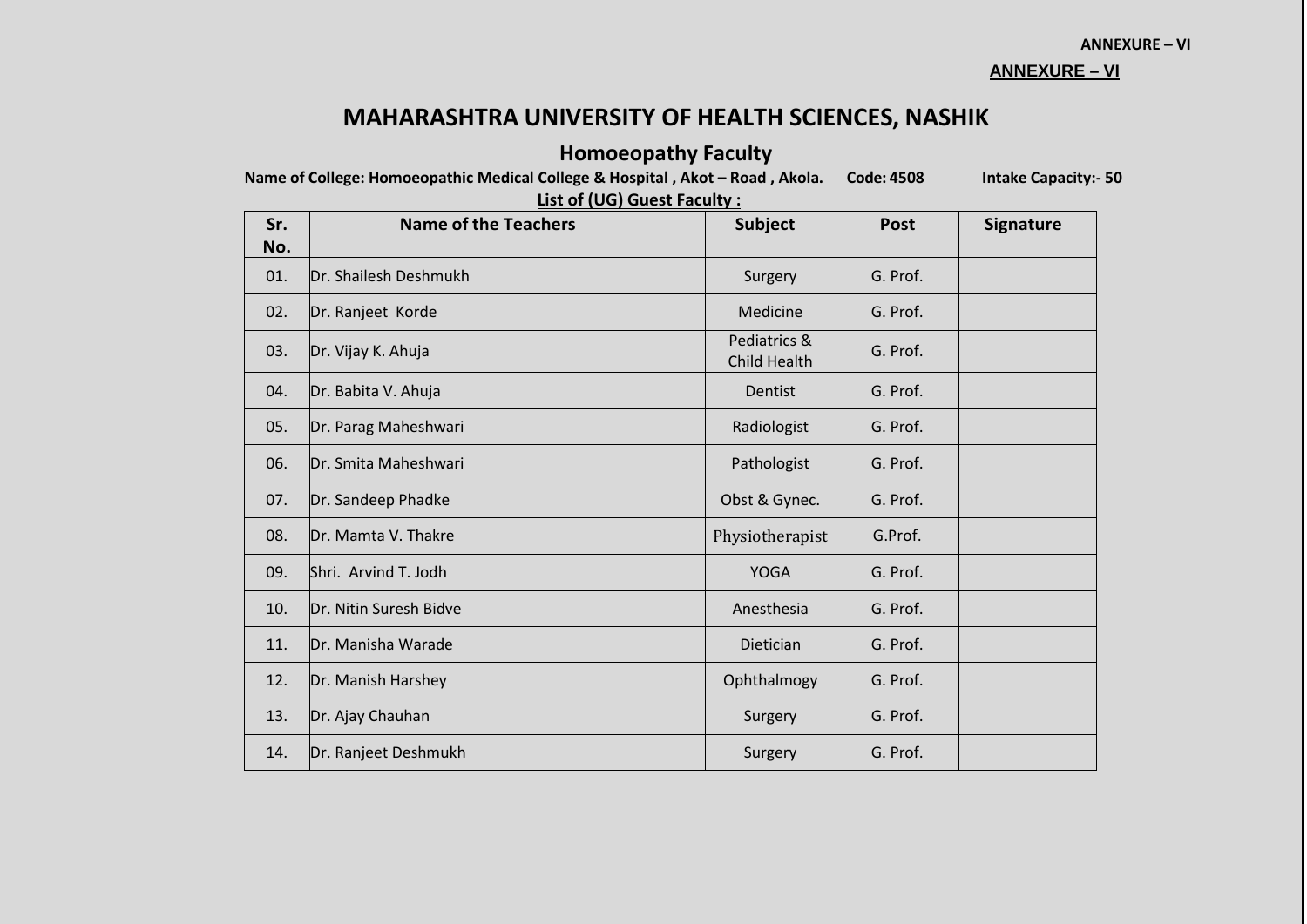ANNEXURE – VI

**ANNEXURE – VI**

# MAHARASHTRA UNIVERSITY OF HEALTH SCIENCES, NASHIK

## Homoeopathy Faculty

**Name of College: Homoeopathic Medical College & Hospital , Akot – Road , Akola. Code: 4508 Intake Capacity:- 50**

**List of (UG) Guest Faculty :**

| Sr. No. | Name of the Teachers | Subject | Post | Signature |
|---|---|---|---|---|
| 01. | Dr. Shailesh Deshmukh | Surgery | G. Prof. | |
| 02. | Dr. Ranjeet Korde | Medicine | G. Prof. | |
| 03. | Dr. Vijay K. Ahuja | Pediatrics & Child Health | G. Prof. | |
| 04. | Dr. Babita V. Ahuja | Dentist | G. Prof. | |
| 05. | Dr. Parag Maheshwari | Radiologist | G. Prof. | |
| 06. | Dr. Smita Maheshwari | Pathologist | G. Prof. | |
| 07. | Dr. Sandeep Phadke | Obst & Gynec. | G. Prof. | |
| 08. | Dr. Mamta V. Thakre | Physiotherapist | G.Prof. | |
| 09. | Shri. Arvind T. Jodh | YOGA | G. Prof. | |
| 10. | Dr. Nitin Suresh Bidve | Anesthesia | G. Prof. | |
| 11. | Dr. Manisha Warade | Dietician | G. Prof. | |
| 12. | Dr. Manish Harshey | Ophthalmogy | G. Prof. | |
| 13. | Dr. Ajay Chauhan | Surgery | G. Prof. | |
| 14. | Dr. Ranjeet Deshmukh | Surgery | G. Prof. | |